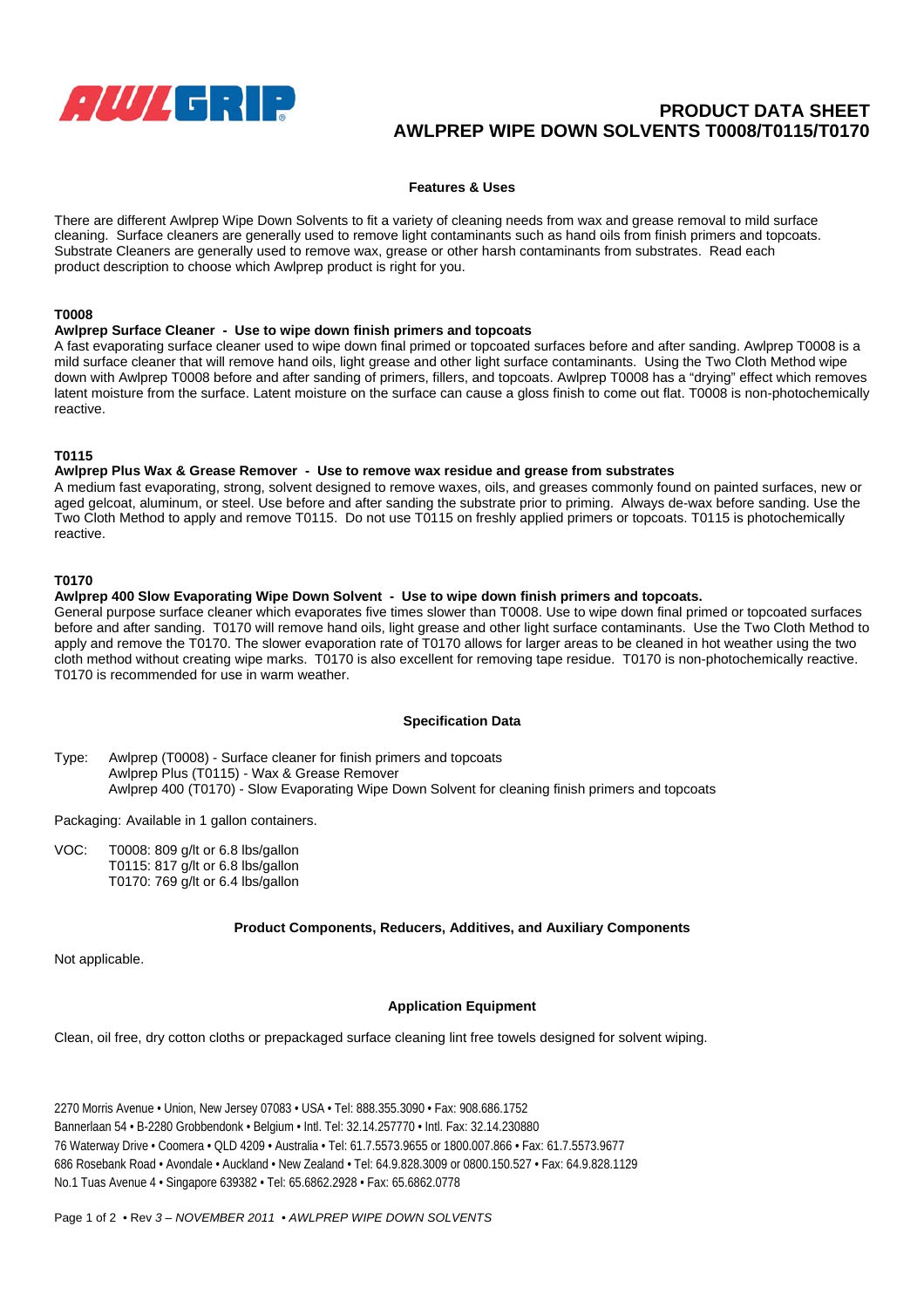# PRODUCT DATA SHEET
# AWLPREP WIPE DOWN SOLVENTS T0008/T0115/T0170

## Features & Uses

There are different Awlprep Wipe Down Solvents to fit a variety of cleaning needs from wax and grease removal to mild surface cleaning. Surface cleaners are generally used to remove light contaminants such as hand oils from finish primers and topcoats. Substrate Cleaners are generally used to remove wax, grease or other harsh contaminants from substrates. Read each product description to choose which Awlprep product is right for you.

### T0008

**Awlprep Surface Cleaner - Use to wipe down finish primers and topcoats**

A fast evaporating surface cleaner used to wipe down final primed or topcoated surfaces before and after sanding. Awlprep T0008 is a mild surface cleaner that will remove hand oils, light grease and other light surface contaminants. Using the Two Cloth Method wipe down with Awlprep T0008 before and after sanding of primers, fillers, and topcoats. Awlprep T0008 has a "drying" effect which removes latent moisture from the surface. Latent moisture on the surface can cause a gloss finish to come out flat. T0008 is non-photochemically reactive.

### T0115

**Awlprep Plus Wax & Grease Remover - Use to remove wax residue and grease from substrates**

A medium fast evaporating, strong, solvent designed to remove waxes, oils, and greases commonly found on painted surfaces, new or aged gelcoat, aluminum, or steel. Use before and after sanding the substrate prior to priming. Always de-wax before sanding. Use the Two Cloth Method to apply and remove T0115. Do not use T0115 on freshly applied primers or topcoats. T0115 is photochemically reactive.

### T0170

**Awlprep 400 Slow Evaporating Wipe Down Solvent - Use to wipe down finish primers and topcoats.**

General purpose surface cleaner which evaporates five times slower than T0008. Use to wipe down final primed or topcoated surfaces before and after sanding. T0170 will remove hand oils, light grease and other light surface contaminants. Use the Two Cloth Method to apply and remove the T0170. The slower evaporation rate of T0170 allows for larger areas to be cleaned in hot weather using the two cloth method without creating wipe marks. T0170 is also excellent for removing tape residue. T0170 is non-photochemically reactive. T0170 is recommended for use in warm weather.

## Specification Data

Type:
- Awlprep (T0008) - Surface cleaner for finish primers and topcoats
- Awlprep Plus (T0115) - Wax & Grease Remover
- Awlprep 400 (T0170) - Slow Evaporating Wipe Down Solvent for cleaning finish primers and topcoats

Packaging: Available in 1 gallon containers.

VOC:
- T0008: 809 g/lt or 6.8 lbs/gallon
- T0115: 817 g/lt or 6.8 lbs/gallon
- T0170: 769 g/lt or 6.4 lbs/gallon

## Product Components, Reducers, Additives, and Auxiliary Components

Not applicable.

## Application Equipment

Clean, oil free, dry cotton cloths or prepackaged surface cleaning lint free towels designed for solvent wiping.

2270 Morris Avenue • Union, New Jersey 07083 • USA • Tel: 888.355.3090 • Fax: 908.686.1752
Bannerlaan 54 • B-2280 Grobbendonk • Belgium • Intl. Tel: 32.14.257770 • Intl. Fax: 32.14.230880
76 Waterway Drive • Coomera • QLD 4209 • Australia • Tel: 61.7.5573.9655 or 1800.007.866 • Fax: 61.7.5573.9677
686 Rosebank Road • Avondale • Auckland • New Zealand • Tel: 64.9.828.3009 or 0800.150.527 • Fax: 64.9.828.1129
No.1 Tuas Avenue 4 • Singapore 639382 • Tel: 65.6862.2928 • Fax: 65.6862.0778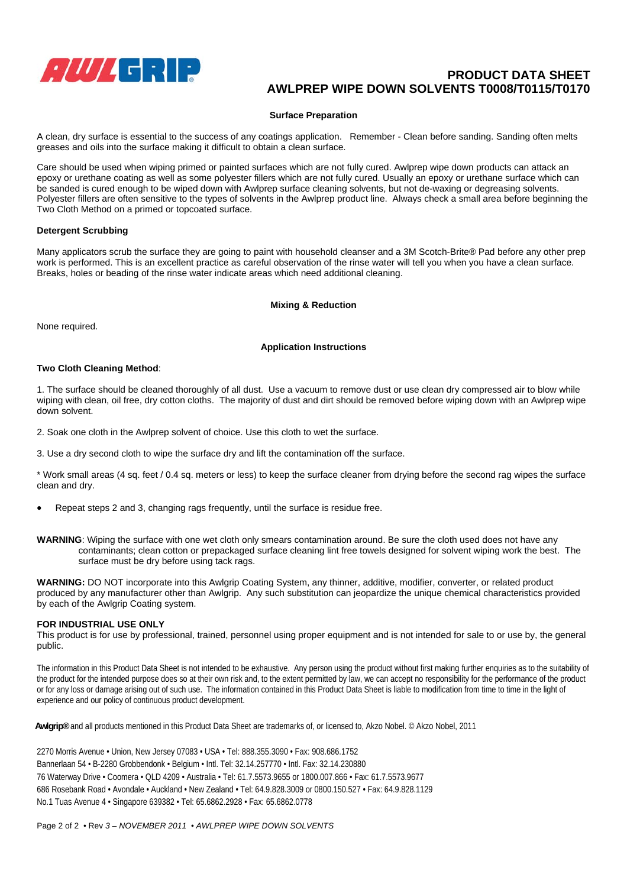# PRODUCT DATA SHEET
# AWLPREP WIPE DOWN SOLVENTS T0008/T0115/T0170

## Surface Preparation

A clean, dry surface is essential to the success of any coatings application. Remember - Clean before sanding. Sanding often melts greases and oils into the surface making it difficult to obtain a clean surface.

Care should be used when wiping primed or painted surfaces which are not fully cured. Awlprep wipe down products can attack an epoxy or urethane coating as well as some polyester fillers which are not fully cured. Usually an epoxy or urethane surface which can be sanded is cured enough to be wiped down with Awlprep surface cleaning solvents, but not de-waxing or degreasing solvents. Polyester fillers are often sensitive to the types of solvents in the Awlprep product line. Always check a small area before beginning the Two Cloth Method on a primed or topcoated surface.

### Detergent Scrubbing

Many applicators scrub the surface they are going to paint with household cleanser and a 3M Scotch-Brite® Pad before any other prep work is performed. This is an excellent practice as careful observation of the rinse water will tell you when you have a clean surface. Breaks, holes or beading of the rinse water indicate areas which need additional cleaning.

## Mixing & Reduction

None required.

## Application Instructions

**Two Cloth Cleaning Method**:

1. The surface should be cleaned thoroughly of all dust. Use a vacuum to remove dust or use clean dry compressed air to blow while wiping with clean, oil free, dry cotton cloths. The majority of dust and dirt should be removed before wiping down with an Awlprep wipe down solvent.

2. Soak one cloth in the Awlprep solvent of choice. Use this cloth to wet the surface.

3. Use a dry second cloth to wipe the surface dry and lift the contamination off the surface.

* Work small areas (4 sq. feet / 0.4 sq. meters or less) to keep the surface cleaner from drying before the second rag wipes the surface clean and dry.

- Repeat steps 2 and 3, changing rags frequently, until the surface is residue free.

**WARNING**: Wiping the surface with one wet cloth only smears contamination around. Be sure the cloth used does not have any contaminants; clean cotton or prepackaged surface cleaning lint free towels designed for solvent wiping work the best. The surface must be dry before using tack rags.

**WARNING:** DO NOT incorporate into this Awlgrip Coating System, any thinner, additive, modifier, converter, or related product produced by any manufacturer other than Awlgrip. Any such substitution can jeopardize the unique chemical characteristics provided by each of the Awlgrip Coating system.

**FOR INDUSTRIAL USE ONLY**
This product is for use by professional, trained, personnel using proper equipment and is not intended for sale to or use by, the general public.

The information in this Product Data Sheet is not intended to be exhaustive. Any person using the product without first making further enquiries as to the suitability of the product for the intended purpose does so at their own risk and, to the extent permitted by law, we can accept no responsibility for the performance of the product or for any loss or damage arising out of such use. The information contained in this Product Data Sheet is liable to modification from time to time in the light of experience and our policy of continuous product development.

**Awlgrip®** and all products mentioned in this Product Data Sheet are trademarks of, or licensed to, Akzo Nobel. © Akzo Nobel, 2011

2270 Morris Avenue • Union, New Jersey 07083 • USA • Tel: 888.355.3090 • Fax: 908.686.1752
Bannerlaan 54 • B-2280 Grobbendonk • Belgium • Intl. Tel: 32.14.257770 • Intl. Fax: 32.14.230880
76 Waterway Drive • Coomera • QLD 4209 • Australia • Tel: 61.7.5573.9655 or 1800.007.866 • Fax: 61.7.5573.9677
686 Rosebank Road • Avondale • Auckland • New Zealand • Tel: 64.9.828.3009 or 0800.150.527 • Fax: 64.9.828.1129
No.1 Tuas Avenue 4 • Singapore 639382 • Tel: 65.6862.2928 • Fax: 65.6862.0778